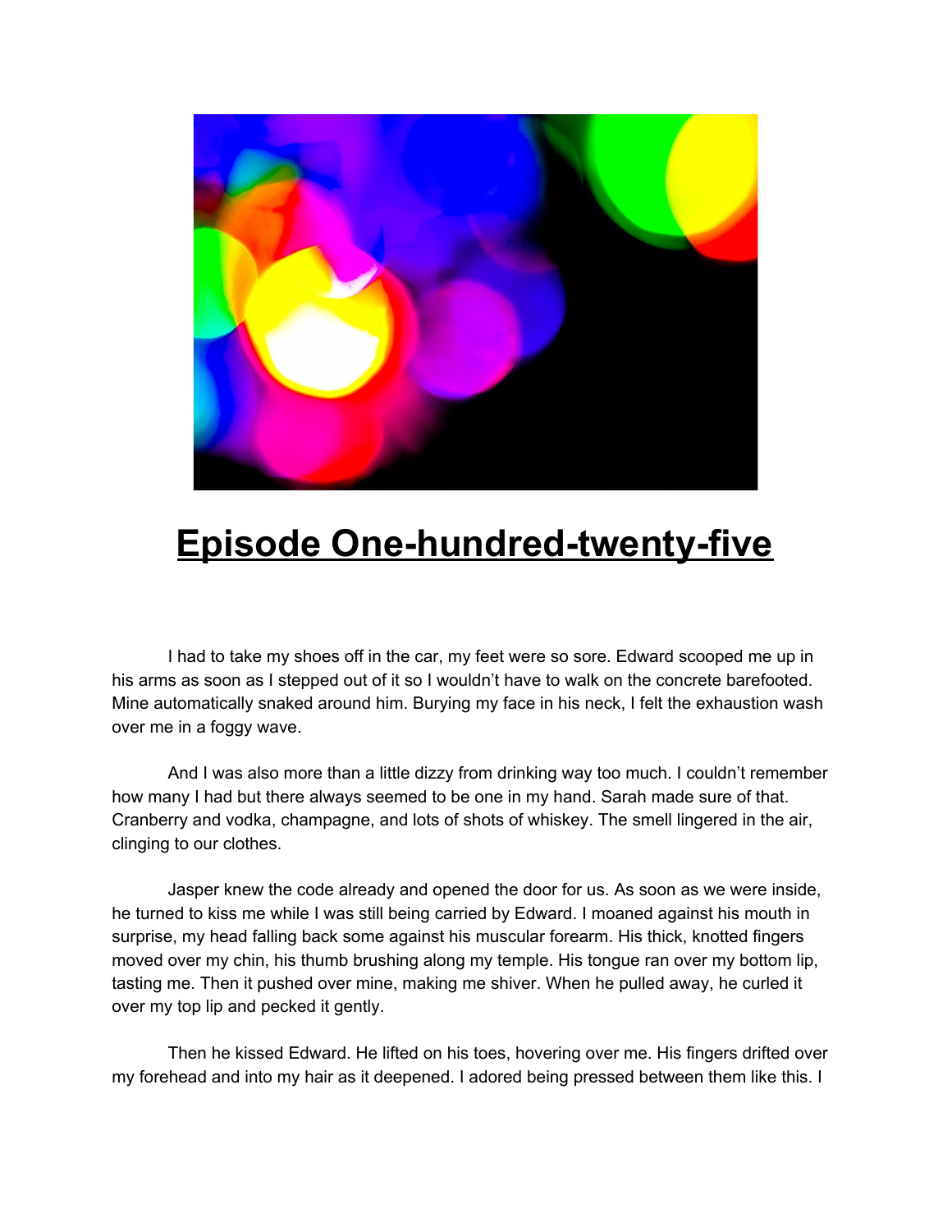# Episode One-hundred-twenty-five

I had to take my shoes off in the car, my feet were so sore. Edward scooped me up in his arms as soon as I stepped out of it so I wouldn't have to walk on the concrete barefooted. Mine automatically snaked around him. Burying my face in his neck, I felt the exhaustion wash over me in a foggy wave.

And I was also more than a little dizzy from drinking way too much. I couldn't remember how many I had but there always seemed to be one in my hand. Sarah made sure of that. Cranberry and vodka, champagne, and lots of shots of whiskey. The smell lingered in the air, clinging to our clothes.

Jasper knew the code already and opened the door for us. As soon as we were inside, he turned to kiss me while I was still being carried by Edward. I moaned against his mouth in surprise, my head falling back some against his muscular forearm. His thick, knotted fingers moved over my chin, his thumb brushing along my temple. His tongue ran over my bottom lip, tasting me. Then it pushed over mine, making me shiver. When he pulled away, he curled it over my top lip and pecked it gently.

Then he kissed Edward. He lifted on his toes, hovering over me. His fingers drifted over my forehead and into my hair as it deepened. I adored being pressed between them like this. I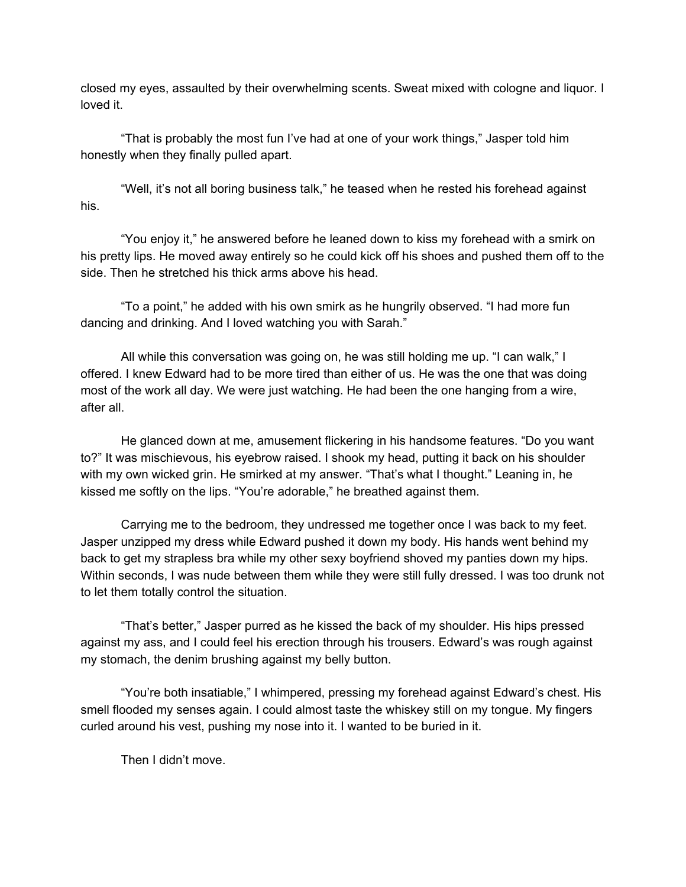closed my eyes, assaulted by their overwhelming scents. Sweat mixed with cologne and liquor. I loved it.

"That is probably the most fun I've had at one of your work things," Jasper told him honestly when they finally pulled apart.

"Well, it's not all boring business talk," he teased when he rested his forehead against his.

"You enjoy it," he answered before he leaned down to kiss my forehead with a smirk on his pretty lips. He moved away entirely so he could kick off his shoes and pushed them off to the side. Then he stretched his thick arms above his head.

"To a point," he added with his own smirk as he hungrily observed. "I had more fun dancing and drinking. And I loved watching you with Sarah."

All while this conversation was going on, he was still holding me up. "I can walk," I offered. I knew Edward had to be more tired than either of us. He was the one that was doing most of the work all day. We were just watching. He had been the one hanging from a wire, after all.

He glanced down at me, amusement flickering in his handsome features. "Do you want to?" It was mischievous, his eyebrow raised. I shook my head, putting it back on his shoulder with my own wicked grin. He smirked at my answer. "That's what I thought." Leaning in, he kissed me softly on the lips. "You're adorable," he breathed against them.

Carrying me to the bedroom, they undressed me together once I was back to my feet. Jasper unzipped my dress while Edward pushed it down my body. His hands went behind my back to get my strapless bra while my other sexy boyfriend shoved my panties down my hips. Within seconds, I was nude between them while they were still fully dressed. I was too drunk not to let them totally control the situation.

"That's better," Jasper purred as he kissed the back of my shoulder. His hips pressed against my ass, and I could feel his erection through his trousers. Edward's was rough against my stomach, the denim brushing against my belly button.

"You're both insatiable," I whimpered, pressing my forehead against Edward's chest. His smell flooded my senses again. I could almost taste the whiskey still on my tongue. My fingers curled around his vest, pushing my nose into it. I wanted to be buried in it.

Then I didn't move.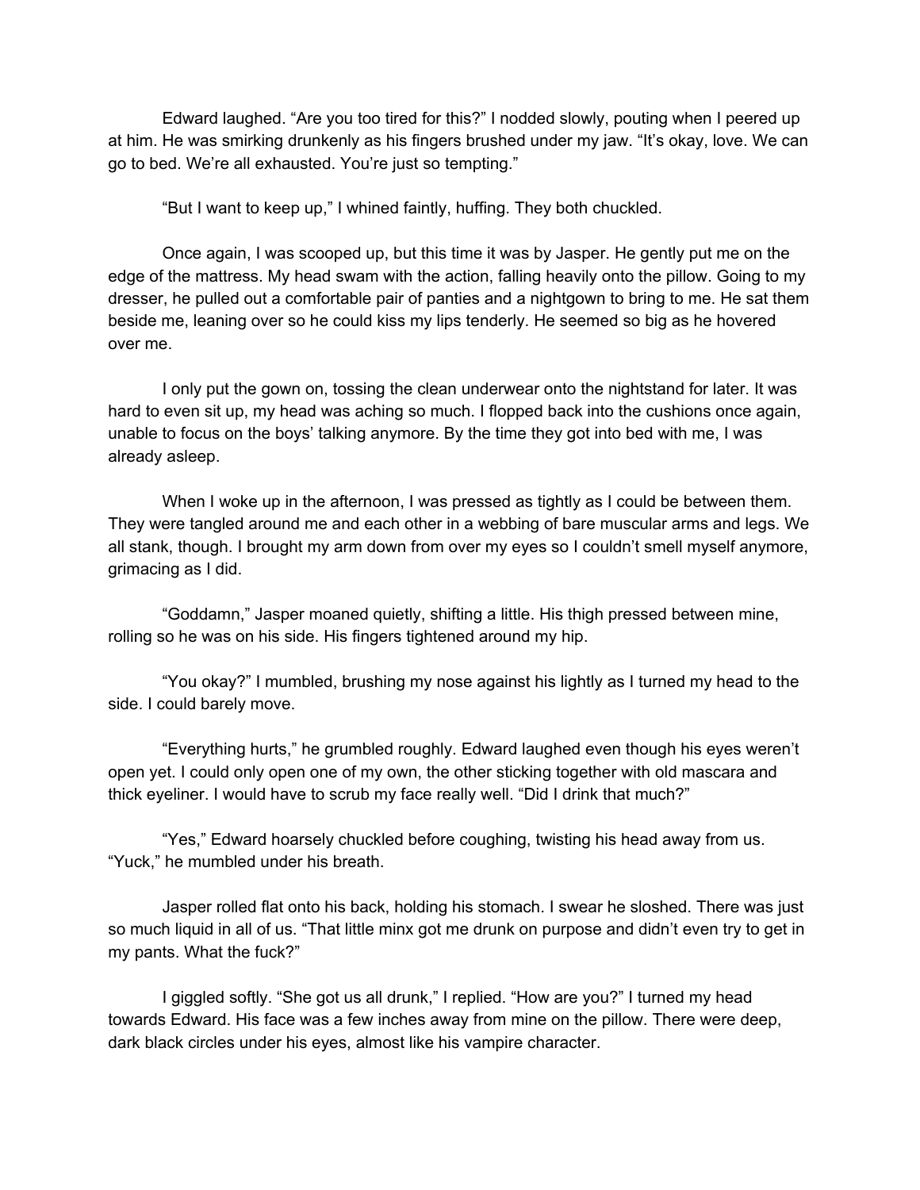Edward laughed. “Are you too tired for this?” I nodded slowly, pouting when I peered up at him. He was smirking drunkenly as his fingers brushed under my jaw. “It’s okay, love. We can go to bed. We’re all exhausted. You’re just so tempting.”

“But I want to keep up,” I whined faintly, huffing. They both chuckled.

Once again, I was scooped up, but this time it was by Jasper. He gently put me on the edge of the mattress. My head swam with the action, falling heavily onto the pillow. Going to my dresser, he pulled out a comfortable pair of panties and a nightgown to bring to me. He sat them beside me, leaning over so he could kiss my lips tenderly. He seemed so big as he hovered over me.

I only put the gown on, tossing the clean underwear onto the nightstand for later. It was hard to even sit up, my head was aching so much. I flopped back into the cushions once again, unable to focus on the boys’ talking anymore. By the time they got into bed with me, I was already asleep.

When I woke up in the afternoon, I was pressed as tightly as I could be between them. They were tangled around me and each other in a webbing of bare muscular arms and legs. We all stank, though. I brought my arm down from over my eyes so I couldn’t smell myself anymore, grimacing as I did.

“Goddamn,” Jasper moaned quietly, shifting a little. His thigh pressed between mine, rolling so he was on his side. His fingers tightened around my hip.

“You okay?” I mumbled, brushing my nose against his lightly as I turned my head to the side. I could barely move.

“Everything hurts,” he grumbled roughly. Edward laughed even though his eyes weren’t open yet. I could only open one of my own, the other sticking together with old mascara and thick eyeliner. I would have to scrub my face really well. “Did I drink that much?”

“Yes,” Edward hoarsely chuckled before coughing, twisting his head away from us. “Yuck,” he mumbled under his breath.

Jasper rolled flat onto his back, holding his stomach. I swear he sloshed. There was just so much liquid in all of us. “That little minx got me drunk on purpose and didn’t even try to get in my pants. What the fuck?”

I giggled softly. “She got us all drunk,” I replied. “How are you?” I turned my head towards Edward. His face was a few inches away from mine on the pillow. There were deep, dark black circles under his eyes, almost like his vampire character.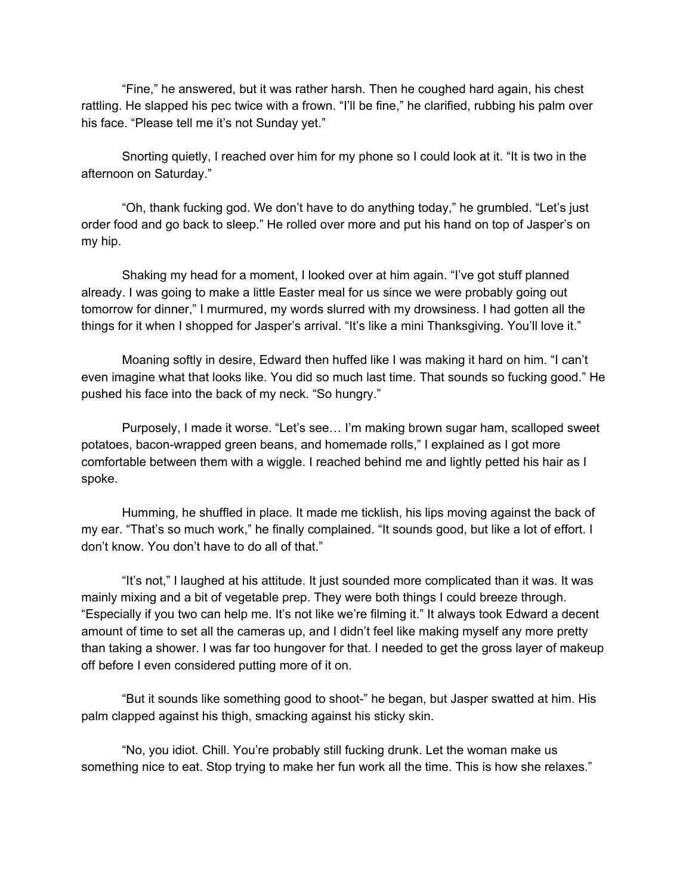"Fine," he answered, but it was rather harsh. Then he coughed hard again, his chest rattling. He slapped his pec twice with a frown. "I'll be fine," he clarified, rubbing his palm over his face. "Please tell me it's not Sunday yet."

Snorting quietly, I reached over him for my phone so I could look at it. "It is two in the afternoon on Saturday."

"Oh, thank fucking god. We don't have to do anything today," he grumbled. "Let's just order food and go back to sleep." He rolled over more and put his hand on top of Jasper's on my hip.

Shaking my head for a moment, I looked over at him again. "I've got stuff planned already. I was going to make a little Easter meal for us since we were probably going out tomorrow for dinner," I murmured, my words slurred with my drowsiness. I had gotten all the things for it when I shopped for Jasper's arrival. "It's like a mini Thanksgiving. You'll love it."

Moaning softly in desire, Edward then huffed like I was making it hard on him. "I can't even imagine what that looks like. You did so much last time. That sounds so fucking good." He pushed his face into the back of my neck. "So hungry."

Purposely, I made it worse. "Let's see… I'm making brown sugar ham, scalloped sweet potatoes, bacon-wrapped green beans, and homemade rolls," I explained as I got more comfortable between them with a wiggle. I reached behind me and lightly petted his hair as I spoke.

Humming, he shuffled in place. It made me ticklish, his lips moving against the back of my ear. "That's so much work," he finally complained. "It sounds good, but like a lot of effort. I don't know. You don't have to do all of that."

"It's not," I laughed at his attitude. It just sounded more complicated than it was. It was mainly mixing and a bit of vegetable prep. They were both things I could breeze through. "Especially if you two can help me. It's not like we're filming it." It always took Edward a decent amount of time to set all the cameras up, and I didn't feel like making myself any more pretty than taking a shower. I was far too hungover for that. I needed to get the gross layer of makeup off before I even considered putting more of it on.

"But it sounds like something good to shoot-" he began, but Jasper swatted at him. His palm clapped against his thigh, smacking against his sticky skin.

"No, you idiot. Chill. You're probably still fucking drunk. Let the woman make us something nice to eat. Stop trying to make her fun work all the time. This is how she relaxes."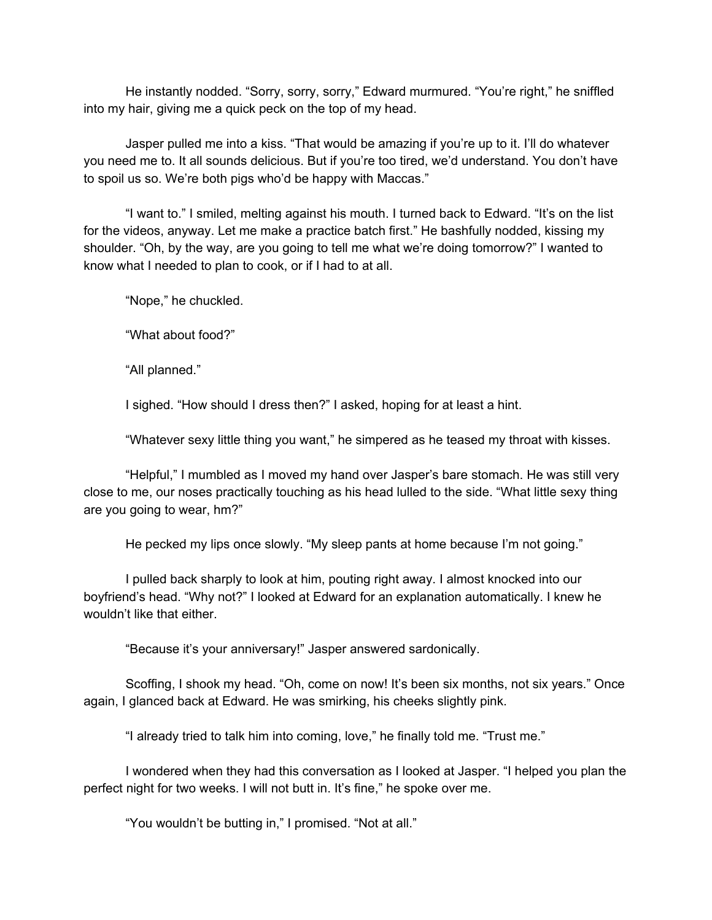He instantly nodded. "Sorry, sorry, sorry," Edward murmured. "You're right," he sniffled into my hair, giving me a quick peck on the top of my head.

Jasper pulled me into a kiss. "That would be amazing if you're up to it. I'll do whatever you need me to. It all sounds delicious. But if you're too tired, we'd understand. You don't have to spoil us so. We're both pigs who'd be happy with Maccas."

"I want to." I smiled, melting against his mouth. I turned back to Edward. "It's on the list for the videos, anyway. Let me make a practice batch first." He bashfully nodded, kissing my shoulder. "Oh, by the way, are you going to tell me what we're doing tomorrow?" I wanted to know what I needed to plan to cook, or if I had to at all.

"Nope," he chuckled.

"What about food?"

"All planned."

I sighed. "How should I dress then?" I asked, hoping for at least a hint.

"Whatever sexy little thing you want," he simpered as he teased my throat with kisses.

"Helpful," I mumbled as I moved my hand over Jasper's bare stomach. He was still very close to me, our noses practically touching as his head lulled to the side. "What little sexy thing are you going to wear, hm?"

He pecked my lips once slowly. "My sleep pants at home because I'm not going."

I pulled back sharply to look at him, pouting right away. I almost knocked into our boyfriend's head. "Why not?" I looked at Edward for an explanation automatically. I knew he wouldn't like that either.

"Because it's your anniversary!" Jasper answered sardonically.

Scoffing, I shook my head. "Oh, come on now! It's been six months, not six years." Once again, I glanced back at Edward. He was smirking, his cheeks slightly pink.

"I already tried to talk him into coming, love," he finally told me. "Trust me."

I wondered when they had this conversation as I looked at Jasper. "I helped you plan the perfect night for two weeks. I will not butt in. It's fine," he spoke over me.

"You wouldn't be butting in," I promised. "Not at all."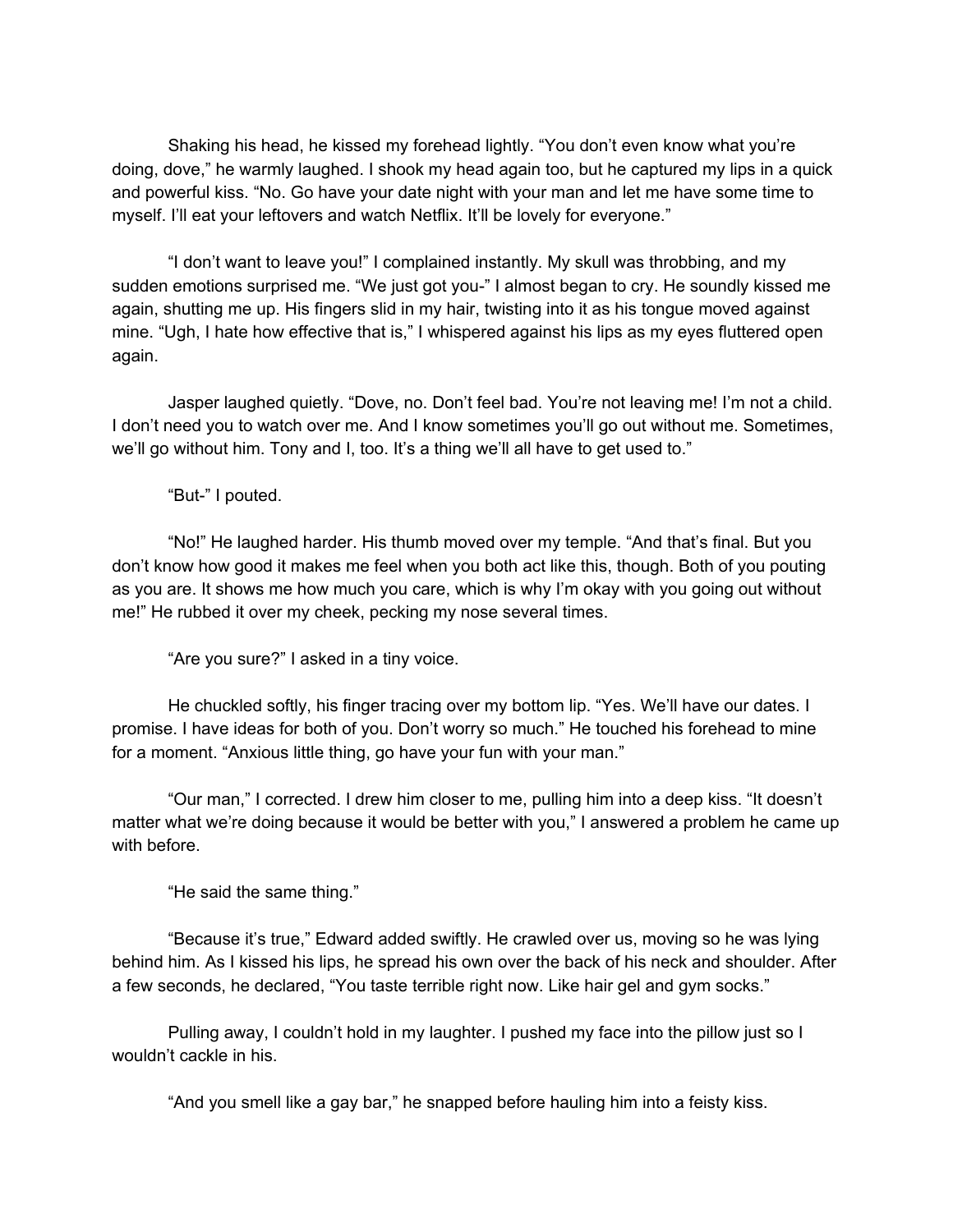Shaking his head, he kissed my forehead lightly. "You don't even know what you're doing, dove," he warmly laughed. I shook my head again too, but he captured my lips in a quick and powerful kiss. "No. Go have your date night with your man and let me have some time to myself. I'll eat your leftovers and watch Netflix. It'll be lovely for everyone."

"I don't want to leave you!" I complained instantly. My skull was throbbing, and my sudden emotions surprised me. "We just got you-" I almost began to cry. He soundly kissed me again, shutting me up. His fingers slid in my hair, twisting into it as his tongue moved against mine. "Ugh, I hate how effective that is," I whispered against his lips as my eyes fluttered open again.

Jasper laughed quietly. "Dove, no. Don't feel bad. You're not leaving me! I'm not a child. I don't need you to watch over me. And I know sometimes you'll go out without me. Sometimes, we'll go without him. Tony and I, too. It's a thing we'll all have to get used to."

"But-" I pouted.

"No!" He laughed harder. His thumb moved over my temple. "And that's final. But you don't know how good it makes me feel when you both act like this, though. Both of you pouting as you are. It shows me how much you care, which is why I'm okay with you going out without me!" He rubbed it over my cheek, pecking my nose several times.

"Are you sure?" I asked in a tiny voice.

He chuckled softly, his finger tracing over my bottom lip. "Yes. We'll have our dates. I promise. I have ideas for both of you. Don't worry so much." He touched his forehead to mine for a moment. "Anxious little thing, go have your fun with your man."

"Our man," I corrected. I drew him closer to me, pulling him into a deep kiss. "It doesn't matter what we're doing because it would be better with you," I answered a problem he came up with before.

"He said the same thing."

"Because it's true," Edward added swiftly. He crawled over us, moving so he was lying behind him. As I kissed his lips, he spread his own over the back of his neck and shoulder. After a few seconds, he declared, "You taste terrible right now. Like hair gel and gym socks."

Pulling away, I couldn't hold in my laughter. I pushed my face into the pillow just so I wouldn't cackle in his.

"And you smell like a gay bar," he snapped before hauling him into a feisty kiss.